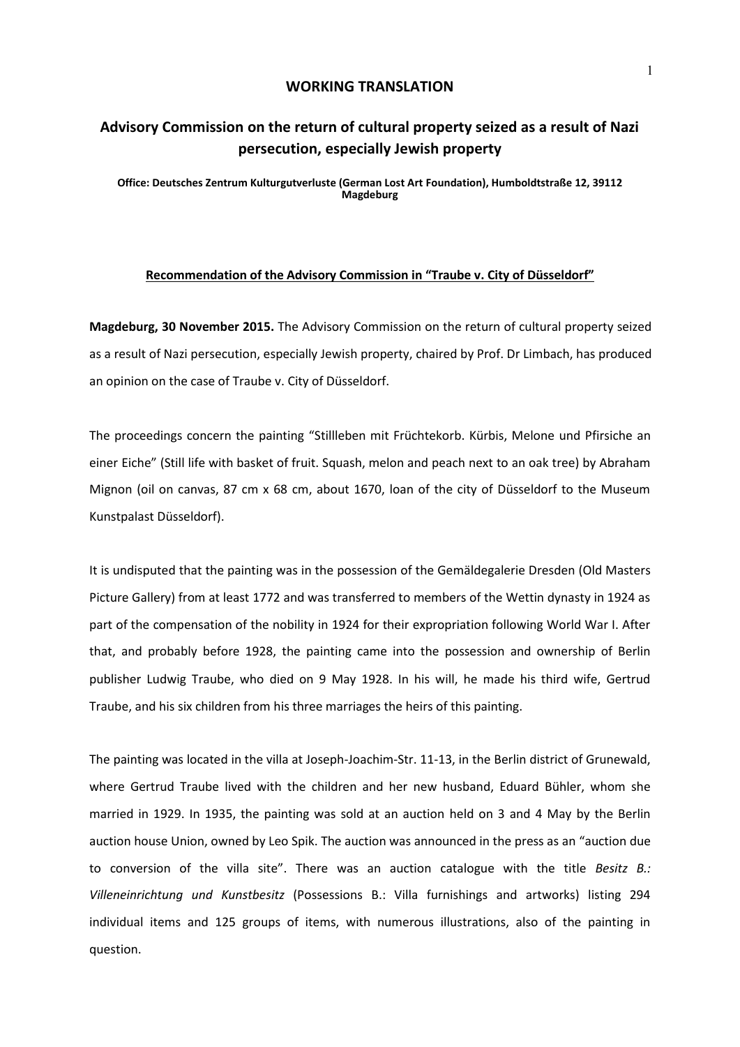**WORKING TRANSLATION**

# Advisory Commission on the return of cultural property seized as a result of Nazi persecution, especially Jewish property

**Office: Deutsches Zentrum Kulturgutverluste (German Lost Art Foundation), Humboldtstraße 12, 39112 Magdeburg**

## Recommendation of the Advisory Commission in "Traube v. City of Düsseldorf"

**Magdeburg, 30 November 2015.** The Advisory Commission on the return of cultural property seized as a result of Nazi persecution, especially Jewish property, chaired by Prof. Dr Limbach, has produced an opinion on the case of Traube v. City of Düsseldorf.

The proceedings concern the painting "Stillleben mit Früchtekorb. Kürbis, Melone und Pfirsiche an einer Eiche" (Still life with basket of fruit. Squash, melon and peach next to an oak tree) by Abraham Mignon (oil on canvas, 87 cm x 68 cm, about 1670, loan of the city of Düsseldorf to the Museum Kunstpalast Düsseldorf).

It is undisputed that the painting was in the possession of the Gemäldegalerie Dresden (Old Masters Picture Gallery) from at least 1772 and was transferred to members of the Wettin dynasty in 1924 as part of the compensation of the nobility in 1924 for their expropriation following World War I. After that, and probably before 1928, the painting came into the possession and ownership of Berlin publisher Ludwig Traube, who died on 9 May 1928. In his will, he made his third wife, Gertrud Traube, and his six children from his three marriages the heirs of this painting.

The painting was located in the villa at Joseph-Joachim-Str. 11-13, in the Berlin district of Grunewald, where Gertrud Traube lived with the children and her new husband, Eduard Bühler, whom she married in 1929. In 1935, the painting was sold at an auction held on 3 and 4 May by the Berlin auction house Union, owned by Leo Spik. The auction was announced in the press as an "auction due to conversion of the villa site". There was an auction catalogue with the title *Besitz B.: Villeneinrichtung und Kunstbesitz* (Possessions B.: Villa furnishings and artworks) listing 294 individual items and 125 groups of items, with numerous illustrations, also of the painting in question.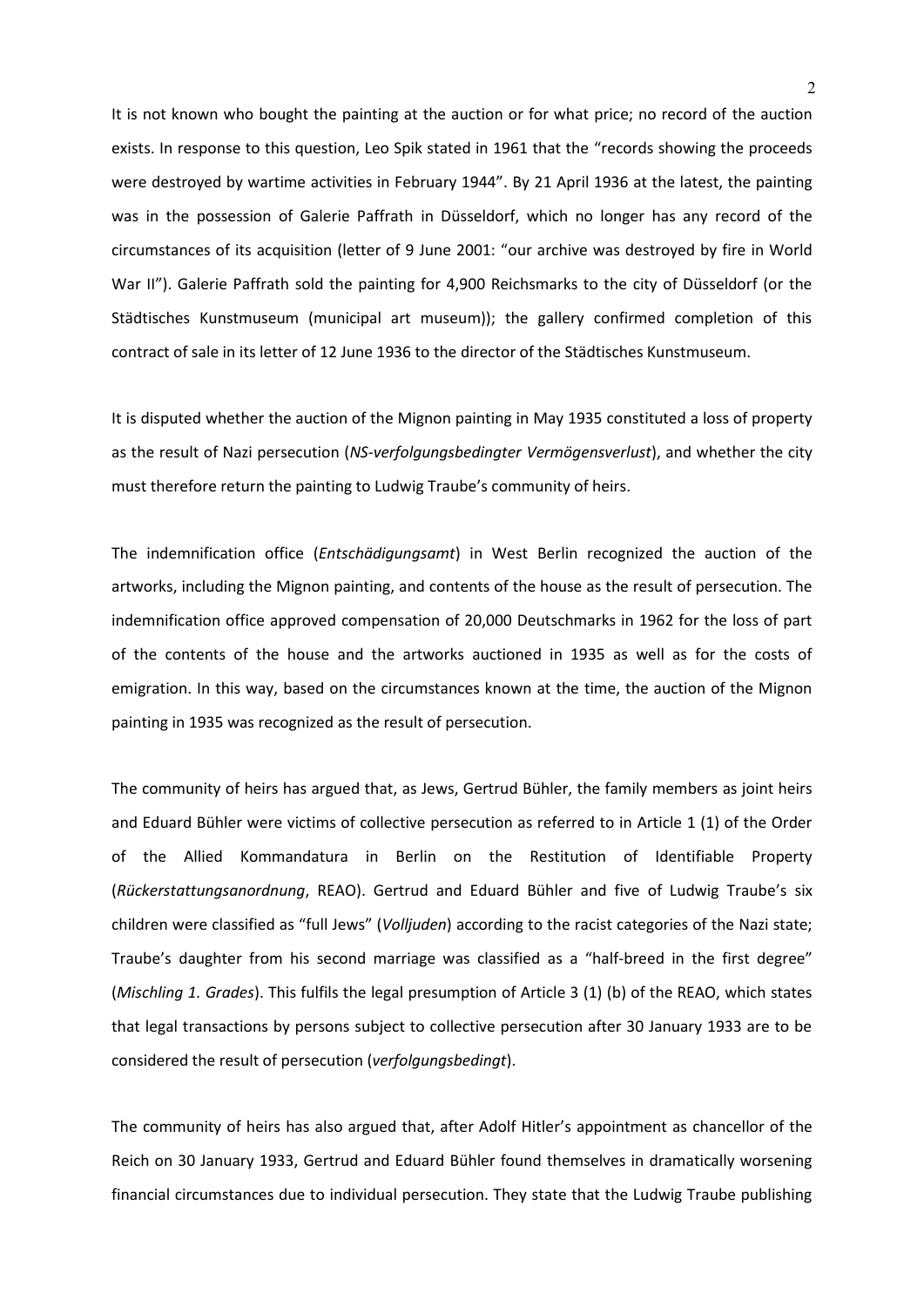It is not known who bought the painting at the auction or for what price; no record of the auction exists. In response to this question, Leo Spik stated in 1961 that the "records showing the proceeds were destroyed by wartime activities in February 1944". By 21 April 1936 at the latest, the painting was in the possession of Galerie Paffrath in Düsseldorf, which no longer has any record of the circumstances of its acquisition (letter of 9 June 2001: "our archive was destroyed by fire in World War II"). Galerie Paffrath sold the painting for 4,900 Reichsmarks to the city of Düsseldorf (or the Städtisches Kunstmuseum (municipal art museum)); the gallery confirmed completion of this contract of sale in its letter of 12 June 1936 to the director of the Städtisches Kunstmuseum.

It is disputed whether the auction of the Mignon painting in May 1935 constituted a loss of property as the result of Nazi persecution (*NS-verfolgungsbedingter Vermögensverlust*), and whether the city must therefore return the painting to Ludwig Traube's community of heirs.

The indemnification office (*Entschädigungsamt*) in West Berlin recognized the auction of the artworks, including the Mignon painting, and contents of the house as the result of persecution. The indemnification office approved compensation of 20,000 Deutschmarks in 1962 for the loss of part of the contents of the house and the artworks auctioned in 1935 as well as for the costs of emigration. In this way, based on the circumstances known at the time, the auction of the Mignon painting in 1935 was recognized as the result of persecution.

The community of heirs has argued that, as Jews, Gertrud Bühler, the family members as joint heirs and Eduard Bühler were victims of collective persecution as referred to in Article 1 (1) of the Order of the Allied Kommandatura in Berlin on the Restitution of Identifiable Property (*Rückerstattungsanordnung*, REAO). Gertrud and Eduard Bühler and five of Ludwig Traube's six children were classified as "full Jews" (*Volljuden*) according to the racist categories of the Nazi state; Traube's daughter from his second marriage was classified as a "half-breed in the first degree" (*Mischling 1. Grades*). This fulfils the legal presumption of Article 3 (1) (b) of the REAO, which states that legal transactions by persons subject to collective persecution after 30 January 1933 are to be considered the result of persecution (*verfolgungsbedingt*).

The community of heirs has also argued that, after Adolf Hitler's appointment as chancellor of the Reich on 30 January 1933, Gertrud and Eduard Bühler found themselves in dramatically worsening financial circumstances due to individual persecution. They state that the Ludwig Traube publishing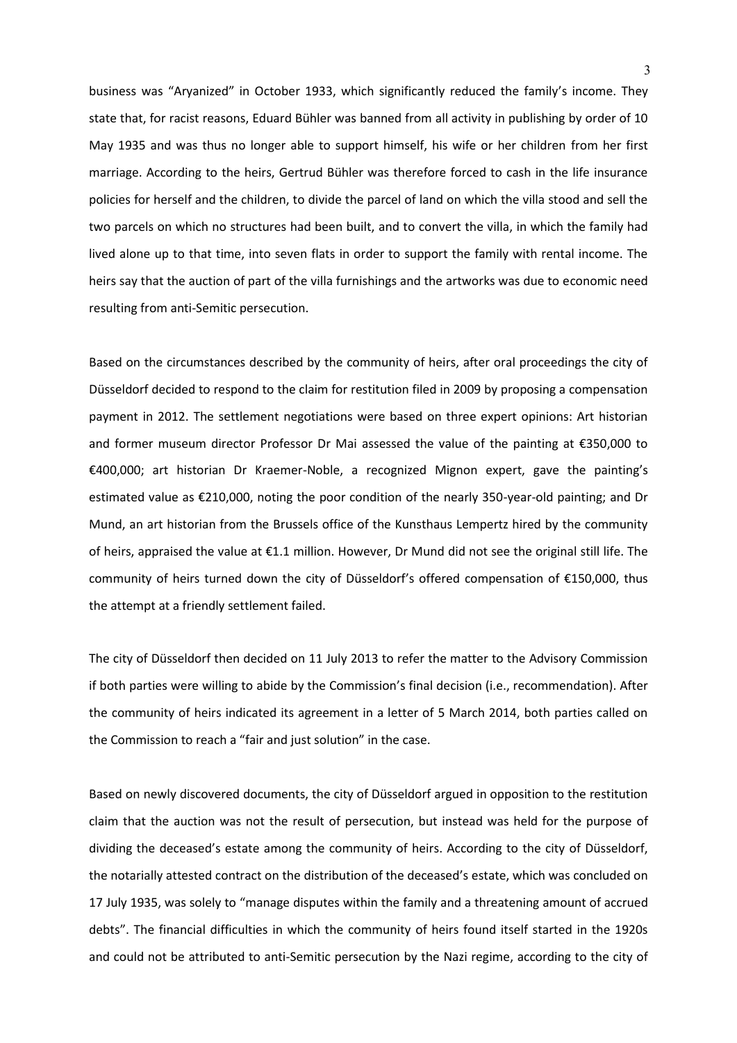business was "Aryanized" in October 1933, which significantly reduced the family's income. They state that, for racist reasons, Eduard Bühler was banned from all activity in publishing by order of 10 May 1935 and was thus no longer able to support himself, his wife or her children from her first marriage. According to the heirs, Gertrud Bühler was therefore forced to cash in the life insurance policies for herself and the children, to divide the parcel of land on which the villa stood and sell the two parcels on which no structures had been built, and to convert the villa, in which the family had lived alone up to that time, into seven flats in order to support the family with rental income. The heirs say that the auction of part of the villa furnishings and the artworks was due to economic need resulting from anti-Semitic persecution.

Based on the circumstances described by the community of heirs, after oral proceedings the city of Düsseldorf decided to respond to the claim for restitution filed in 2009 by proposing a compensation payment in 2012. The settlement negotiations were based on three expert opinions: Art historian and former museum director Professor Dr Mai assessed the value of the painting at €350,000 to €400,000; art historian Dr Kraemer-Noble, a recognized Mignon expert, gave the painting's estimated value as €210,000, noting the poor condition of the nearly 350-year-old painting; and Dr Mund, an art historian from the Brussels office of the Kunsthaus Lempertz hired by the community of heirs, appraised the value at €1.1 million. However, Dr Mund did not see the original still life. The community of heirs turned down the city of Düsseldorf's offered compensation of €150,000, thus the attempt at a friendly settlement failed.

The city of Düsseldorf then decided on 11 July 2013 to refer the matter to the Advisory Commission if both parties were willing to abide by the Commission's final decision (i.e., recommendation). After the community of heirs indicated its agreement in a letter of 5 March 2014, both parties called on the Commission to reach a "fair and just solution" in the case.

Based on newly discovered documents, the city of Düsseldorf argued in opposition to the restitution claim that the auction was not the result of persecution, but instead was held for the purpose of dividing the deceased's estate among the community of heirs. According to the city of Düsseldorf, the notarially attested contract on the distribution of the deceased's estate, which was concluded on 17 July 1935, was solely to "manage disputes within the family and a threatening amount of accrued debts". The financial difficulties in which the community of heirs found itself started in the 1920s and could not be attributed to anti-Semitic persecution by the Nazi regime, according to the city of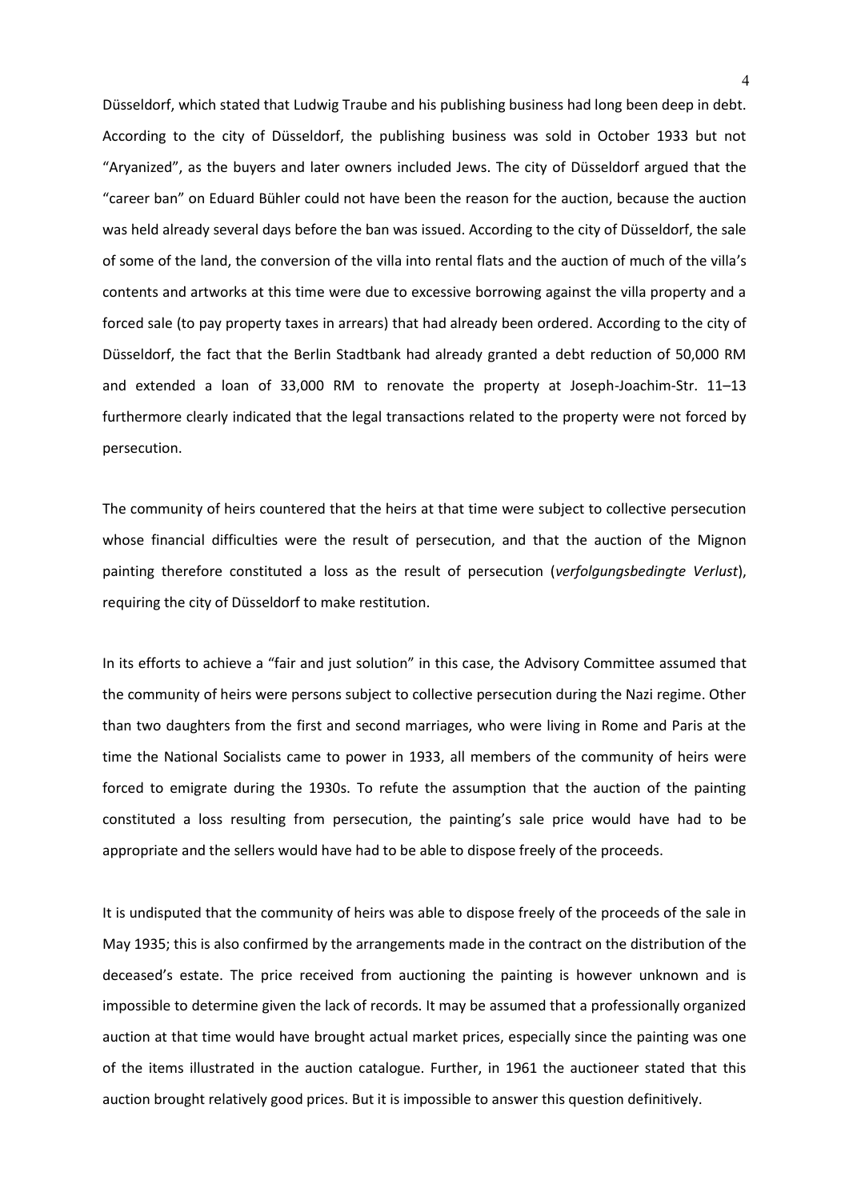Düsseldorf, which stated that Ludwig Traube and his publishing business had long been deep in debt. According to the city of Düsseldorf, the publishing business was sold in October 1933 but not "Aryanized", as the buyers and later owners included Jews. The city of Düsseldorf argued that the "career ban" on Eduard Bühler could not have been the reason for the auction, because the auction was held already several days before the ban was issued. According to the city of Düsseldorf, the sale of some of the land, the conversion of the villa into rental flats and the auction of much of the villa's contents and artworks at this time were due to excessive borrowing against the villa property and a forced sale (to pay property taxes in arrears) that had already been ordered. According to the city of Düsseldorf, the fact that the Berlin Stadtbank had already granted a debt reduction of 50,000 RM and extended a loan of 33,000 RM to renovate the property at Joseph-Joachim-Str. 11–13 furthermore clearly indicated that the legal transactions related to the property were not forced by persecution.

The community of heirs countered that the heirs at that time were subject to collective persecution whose financial difficulties were the result of persecution, and that the auction of the Mignon painting therefore constituted a loss as the result of persecution (*verfolgungsbedingte Verlust*), requiring the city of Düsseldorf to make restitution.

In its efforts to achieve a "fair and just solution" in this case, the Advisory Committee assumed that the community of heirs were persons subject to collective persecution during the Nazi regime. Other than two daughters from the first and second marriages, who were living in Rome and Paris at the time the National Socialists came to power in 1933, all members of the community of heirs were forced to emigrate during the 1930s. To refute the assumption that the auction of the painting constituted a loss resulting from persecution, the painting's sale price would have had to be appropriate and the sellers would have had to be able to dispose freely of the proceeds.

It is undisputed that the community of heirs was able to dispose freely of the proceeds of the sale in May 1935; this is also confirmed by the arrangements made in the contract on the distribution of the deceased's estate. The price received from auctioning the painting is however unknown and is impossible to determine given the lack of records. It may be assumed that a professionally organized auction at that time would have brought actual market prices, especially since the painting was one of the items illustrated in the auction catalogue. Further, in 1961 the auctioneer stated that this auction brought relatively good prices. But it is impossible to answer this question definitively.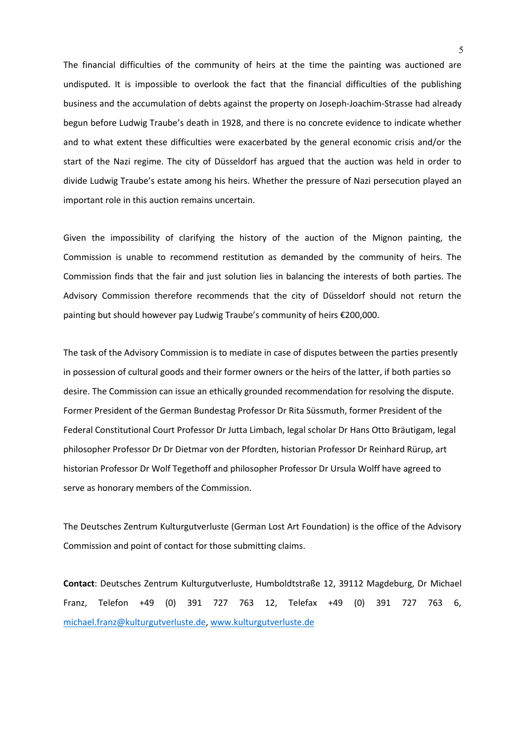The financial difficulties of the community of heirs at the time the painting was auctioned are undisputed. It is impossible to overlook the fact that the financial difficulties of the publishing business and the accumulation of debts against the property on Joseph-Joachim-Strasse had already begun before Ludwig Traube's death in 1928, and there is no concrete evidence to indicate whether and to what extent these difficulties were exacerbated by the general economic crisis and/or the start of the Nazi regime. The city of Düsseldorf has argued that the auction was held in order to divide Ludwig Traube's estate among his heirs. Whether the pressure of Nazi persecution played an important role in this auction remains uncertain.

Given the impossibility of clarifying the history of the auction of the Mignon painting, the Commission is unable to recommend restitution as demanded by the community of heirs. The Commission finds that the fair and just solution lies in balancing the interests of both parties. The Advisory Commission therefore recommends that the city of Düsseldorf should not return the painting but should however pay Ludwig Traube's community of heirs €200,000.

The task of the Advisory Commission is to mediate in case of disputes between the parties presently in possession of cultural goods and their former owners or the heirs of the latter, if both parties so desire. The Commission can issue an ethically grounded recommendation for resolving the dispute. Former President of the German Bundestag Professor Dr Rita Süssmuth, former President of the Federal Constitutional Court Professor Dr Jutta Limbach, legal scholar Dr Hans Otto Bräutigam, legal philosopher Professor Dr Dr Dietmar von der Pfordten, historian Professor Dr Reinhard Rürup, art historian Professor Dr Wolf Tegethoff and philosopher Professor Dr Ursula Wolff have agreed to serve as honorary members of the Commission.

The Deutsches Zentrum Kulturgutverluste (German Lost Art Foundation) is the office of the Advisory Commission and point of contact for those submitting claims.

**Contact**: Deutsches Zentrum Kulturgutverluste, Humboldtstraße 12, 39112 Magdeburg, Dr Michael Franz, Telefon +49 (0) 391 727 763 12, Telefax +49 (0) 391 727 763 6, michael.franz@kulturgutverluste.de, www.kulturgutverluste.de